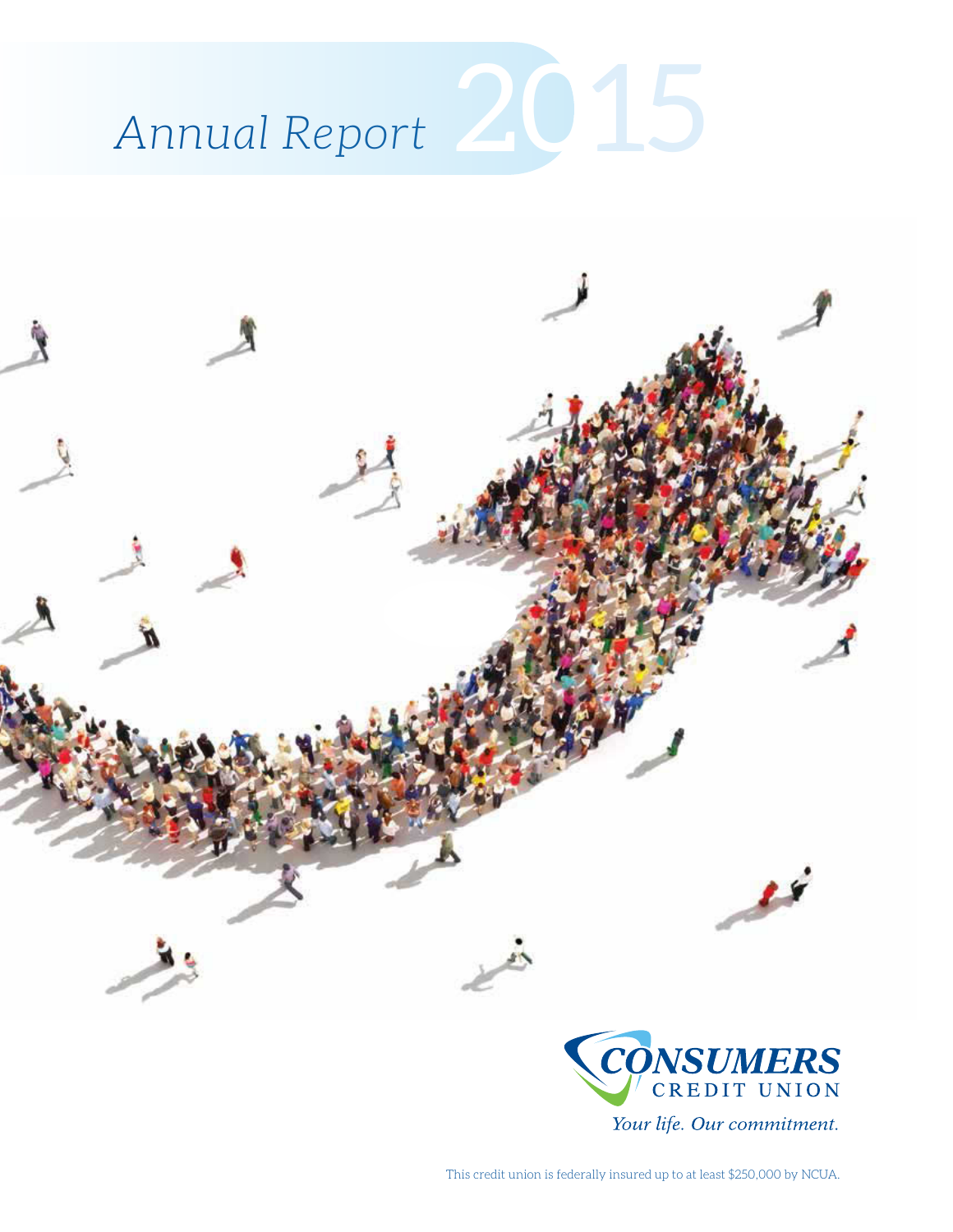# Annual Report 2015

**CONSUMERS**
CREDIT UNION

*Your life. Our commitment.*

This credit union is federally insured up to at least $250,000 by NCUA.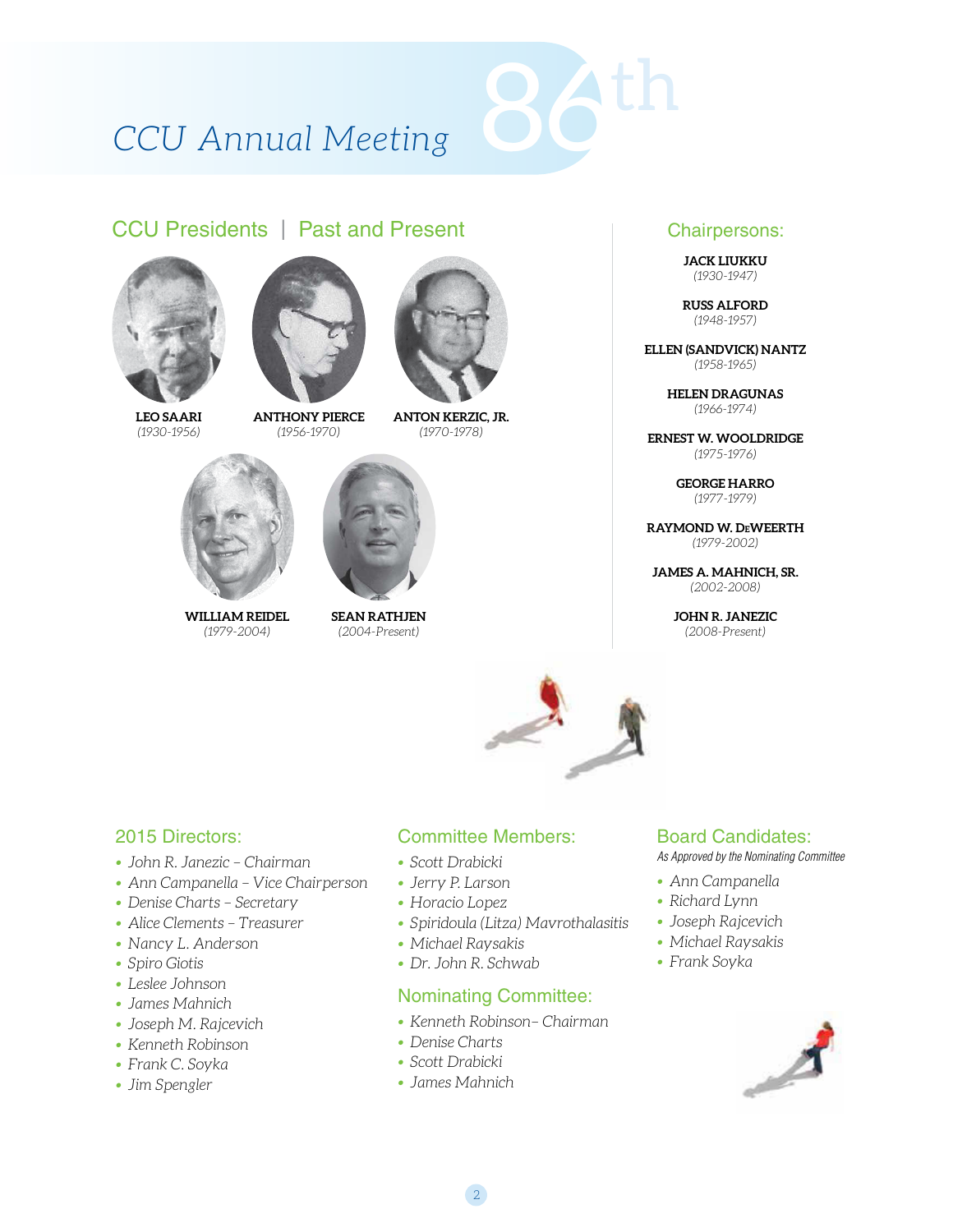# CCU Annual Meeting 86th

## CCU Presidents | Past and Present

**LEO SAARI**
*(1930-1956)*

**ANTHONY PIERCE**
*(1956-1970)*

**ANTON KERZIC, JR.**
*(1970-1978)*

**WILLIAM REIDEL**
*(1979-2004)*

**SEAN RATHJEN**
*(2004-Present)*

## Chairpersons:

**JACK LIUKKU**
*(1930-1947)*

**RUSS ALFORD**
*(1948-1957)*

**ELLEN (SANDVICK) NANTZ**
*(1958-1965)*

**HELEN DRAGUNAS**
*(1966-1974)*

**ERNEST W. WOOLDRIDGE**
*(1975-1976)*

**GEORGE HARRO**
*(1977-1979)*

**RAYMOND W. DeWEERTH**
*(1979-2002)*

**JAMES A. MAHNICH, SR.**
*(2002-2008)*

**JOHN R. JANEZIC**
*(2008-Present)*

## 2015 Directors:

- *John R. Janezic – Chairman*
- *Ann Campanella – Vice Chairperson*
- *Denise Charts – Secretary*
- *Alice Clements – Treasurer*
- *Nancy L. Anderson*
- *Spiro Giotis*
- *Leslee Johnson*
- *James Mahnich*
- *Joseph M. Rajcevich*
- *Kenneth Robinson*
- *Frank C. Soyka*
- *Jim Spengler*

## Committee Members:

- *Scott Drabicki*
- *Jerry P. Larson*
- *Horacio Lopez*
- *Spiridoula (Litza) Mavrothalasitis*
- *Michael Raysakis*
- *Dr. John R. Schwab*

## Nominating Committee:

- *Kenneth Robinson– Chairman*
- *Denise Charts*
- *Scott Drabicki*
- *James Mahnich*

## Board Candidates:

*As Approved by the Nominating Committee*

- *Ann Campanella*
- *Richard Lynn*
- *Joseph Rajcevich*
- *Michael Raysakis*
- *Frank Soyka*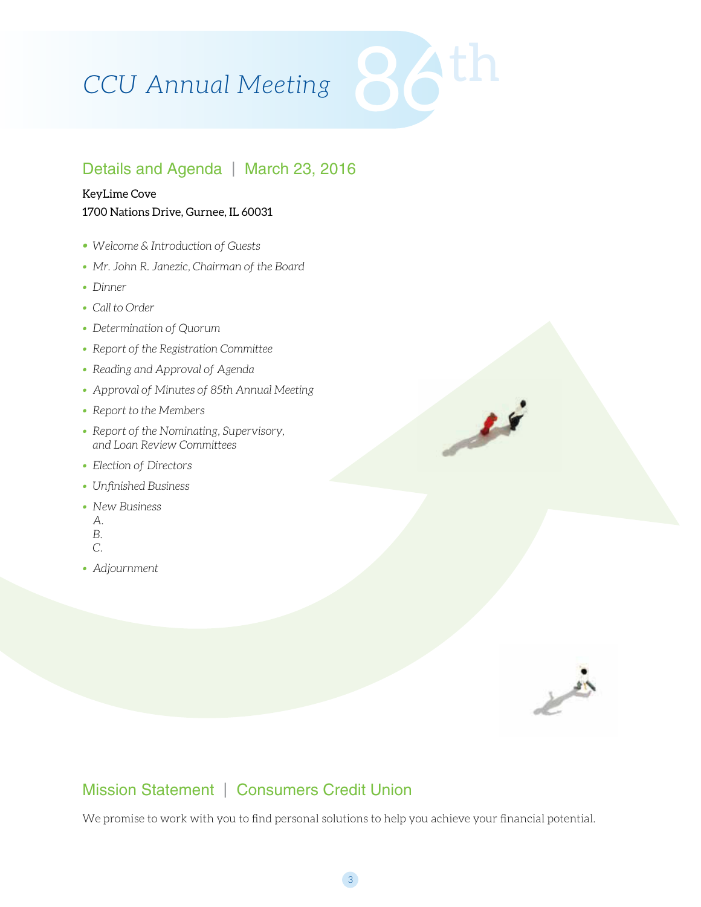# CCU Annual Meeting 86th

## Details and Agenda | March 23, 2016

KeyLime Cove
1700 Nations Drive, Gurnee, IL 60031

- *Welcome & Introduction of Guests*
- *Mr. John R. Janezic, Chairman of the Board*
- *Dinner*
- *Call to Order*
- *Determination of Quorum*
- *Report of the Registration Committee*
- *Reading and Approval of Agenda*
- *Approval of Minutes of 85th Annual Meeting*
- *Report to the Members*
- *Report of the Nominating, Supervisory, and Loan Review Committees*
- *Election of Directors*
- *Unfinished Business*
- *New Business*
  *A.*
  *B.*
  *C.*
- *Adjournment*

## Mission Statement | Consumers Credit Union

We promise to work with you to find personal solutions to help you achieve your financial potential.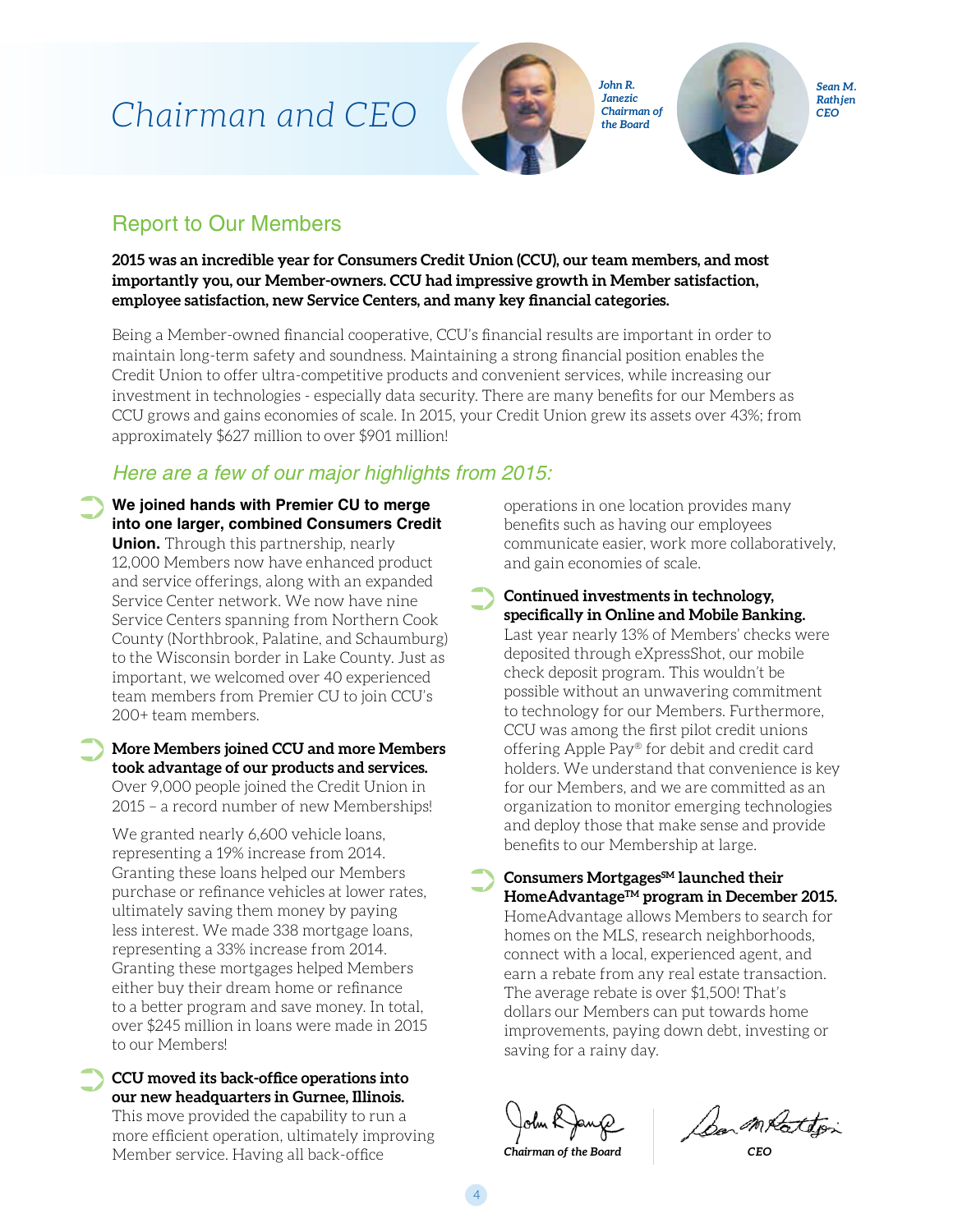# Chairman and CEO

*John R. Janezic*
*Chairman of the Board*

*Sean M. Rathjen*
*CEO*

## Report to Our Members

**2015 was an incredible year for Consumers Credit Union (CCU), our team members, and most importantly you, our Member-owners. CCU had impressive growth in Member satisfaction, employee satisfaction, new Service Centers, and many key financial categories.**

Being a Member-owned financial cooperative, CCU's financial results are important in order to maintain long-term safety and soundness. Maintaining a strong financial position enables the Credit Union to offer ultra-competitive products and convenient services, while increasing our investment in technologies - especially data security. There are many benefits for our Members as CCU grows and gains economies of scale. In 2015, your Credit Union grew its assets over 43%; from approximately $627 million to over $901 million!

### *Here are a few of our major highlights from 2015:*

- **We joined hands with Premier CU to merge into one larger, combined Consumers Credit Union.** Through this partnership, nearly 12,000 Members now have enhanced product and service offerings, along with an expanded Service Center network. We now have nine Service Centers spanning from Northern Cook County (Northbrook, Palatine, and Schaumburg) to the Wisconsin border in Lake County. Just as important, we welcomed over 40 experienced team members from Premier CU to join CCU's 200+ team members.

- **More Members joined CCU and more Members took advantage of our products and services.** Over 9,000 people joined the Credit Union in 2015 – a record number of new Memberships!

  We granted nearly 6,600 vehicle loans, representing a 19% increase from 2014. Granting these loans helped our Members purchase or refinance vehicles at lower rates, ultimately saving them money by paying less interest. We made 338 mortgage loans, representing a 33% increase from 2014. Granting these mortgages helped Members either buy their dream home or refinance to a better program and save money. In total, over $245 million in loans were made in 2015 to our Members!

- **CCU moved its back-office operations into our new headquarters in Gurnee, Illinois.** This move provided the capability to run a more efficient operation, ultimately improving Member service. Having all back-office operations in one location provides many benefits such as having our employees communicate easier, work more collaboratively, and gain economies of scale.

- **Continued investments in technology, specifically in Online and Mobile Banking.** Last year nearly 13% of Members' checks were deposited through eXpressShot, our mobile check deposit program. This wouldn't be possible without an unwavering commitment to technology for our Members. Furthermore, CCU was among the first pilot credit unions offering Apple Pay® for debit and credit card holders. We understand that convenience is key for our Members, and we are committed as an organization to monitor emerging technologies and deploy those that make sense and provide benefits to our Membership at large.

- **Consumers Mortgages℠ launched their HomeAdvantage™ program in December 2015.** HomeAdvantage allows Members to search for homes on the MLS, research neighborhoods, connect with a local, experienced agent, and earn a rebate from any real estate transaction. The average rebate is over $1,500! That's dollars our Members can put towards home improvements, paying down debt, investing or saving for a rainy day.

*Chairman of the Board*

*CEO*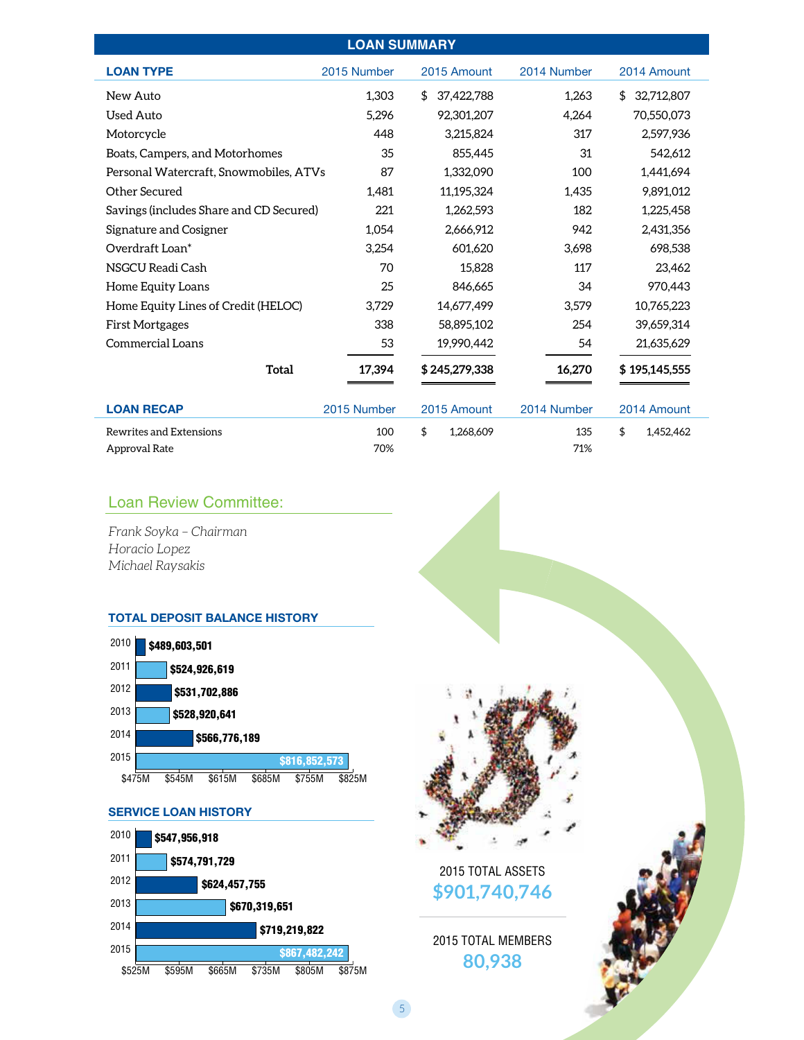## LOAN SUMMARY

| LOAN TYPE | 2015 Number | 2015 Amount | 2014 Number | 2014 Amount |
|---|---|---|---|---|
| New Auto | 1,303 | $ 37,422,788 | 1,263 | $ 32,712,807 |
| Used Auto | 5,296 | 92,301,207 | 4,264 | 70,550,073 |
| Motorcycle | 448 | 3,215,824 | 317 | 2,597,936 |
| Boats, Campers, and Motorhomes | 35 | 855,445 | 31 | 542,612 |
| Personal Watercraft, Snowmobiles, ATVs | 87 | 1,332,090 | 100 | 1,441,694 |
| Other Secured | 1,481 | 11,195,324 | 1,435 | 9,891,012 |
| Savings (includes Share and CD Secured) | 221 | 1,262,593 | 182 | 1,225,458 |
| Signature and Cosigner | 1,054 | 2,666,912 | 942 | 2,431,356 |
| Overdraft Loan* | 3,254 | 601,620 | 3,698 | 698,538 |
| NSGCU Readi Cash | 70 | 15,828 | 117 | 23,462 |
| Home Equity Loans | 25 | 846,665 | 34 | 970,443 |
| Home Equity Lines of Credit (HELOC) | 3,729 | 14,677,499 | 3,579 | 10,765,223 |
| First Mortgages | 338 | 58,895,102 | 254 | 39,659,314 |
| Commercial Loans | 53 | 19,990,442 | 54 | 21,635,629 |
| **Total** | **17,394** | **$ 245,279,338** | **16,270** | **$ 195,145,555** |

| LOAN RECAP | 2015 Number | 2015 Amount | 2014 Number | 2014 Amount |
|---|---|---|---|---|
| Rewrites and Extensions | 100 | $ 1,268,609 | 135 | $ 1,452,462 |
| Approval Rate | 70% | | 71% | |

## Loan Review Committee:

*Frank Soyka – Chairman*
*Horacio Lopez*
*Michael Raysakis*

### TOTAL DEPOSIT BALANCE HISTORY

| Year | Balance |
|---|---|
| 2010 | $489,603,501 |
| 2011 | $524,926,619 |
| 2012 | $531,702,886 |
| 2013 | $528,920,641 |
| 2014 | $566,776,189 |
| 2015 | $816,852,573 |

### SERVICE LOAN HISTORY

| Year | Amount |
|---|---|
| 2010 | $547,956,918 |
| 2011 | $574,791,729 |
| 2012 | $624,457,755 |
| 2013 | $670,319,651 |
| 2014 | $719,219,822 |
| 2015 | $867,482,242 |

2015 TOTAL ASSETS
**$901,740,746**

2015 TOTAL MEMBERS
**80,938**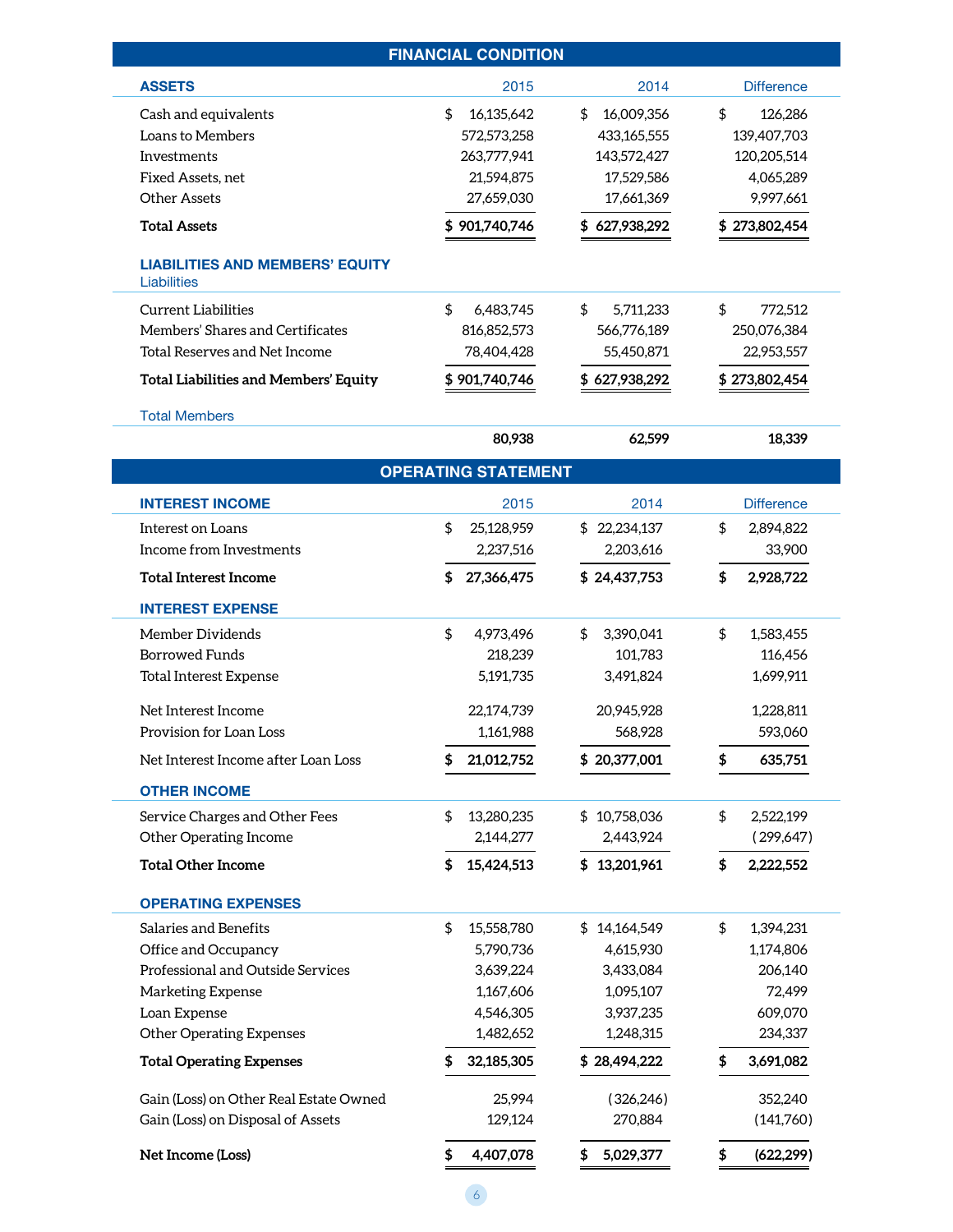## FINANCIAL CONDITION

| ASSETS | 2015 | 2014 | Difference |
|---|---|---|---|
| Cash and equivalents | $ 16,135,642 | $ 16,009,356 | $ 126,286 |
| Loans to Members | 572,573,258 | 433,165,555 | 139,407,703 |
| Investments | 263,777,941 | 143,572,427 | 120,205,514 |
| Fixed Assets, net | 21,594,875 | 17,529,586 | 4,065,289 |
| Other Assets | 27,659,030 | 17,661,369 | 9,997,661 |
| **Total Assets** | **$ 901,740,746** | **$ 627,938,292** | **$ 273,802,454** |

| LIABILITIES AND MEMBERS' EQUITY | | | |
|---|---|---|---|
| Liabilities | | | |
| Current Liabilities | $ 6,483,745 | $ 5,711,233 | $ 772,512 |
| Members' Shares and Certificates | 816,852,573 | 566,776,189 | 250,076,384 |
| Total Reserves and Net Income | 78,404,428 | 55,450,871 | 22,953,557 |
| **Total Liabilities and Members' Equity** | **$ 901,740,746** | **$ 627,938,292** | **$ 273,802,454** |

| Total Members | | | |
|---|---|---|---|
| | **80,938** | **62,599** | **18,339** |

## OPERATING STATEMENT

| INTEREST INCOME | 2015 | 2014 | Difference |
|---|---|---|---|
| Interest on Loans | $ 25,128,959 | $ 22,234,137 | $ 2,894,822 |
| Income from Investments | 2,237,516 | 2,203,616 | 33,900 |
| **Total Interest Income** | **$ 27,366,475** | **$ 24,437,753** | **$ 2,928,722** |
| **INTEREST EXPENSE** | | | |
| Member Dividends | $ 4,973,496 | $ 3,390,041 | $ 1,583,455 |
| Borrowed Funds | 218,239 | 101,783 | 116,456 |
| Total Interest Expense | 5,191,735 | 3,491,824 | 1,699,911 |
| Net Interest Income | 22,174,739 | 20,945,928 | 1,228,811 |
| Provision for Loan Loss | 1,161,988 | 568,928 | 593,060 |
| Net Interest Income after Loan Loss | **$ 21,012,752** | **$ 20,377,001** | **$ 635,751** |
| **OTHER INCOME** | | | |
| Service Charges and Other Fees | $ 13,280,235 | $ 10,758,036 | $ 2,522,199 |
| Other Operating Income | 2,144,277 | 2,443,924 | (299,647) |
| **Total Other Income** | **$ 15,424,513** | **$ 13,201,961** | **$ 2,222,552** |
| **OPERATING EXPENSES** | | | |
| Salaries and Benefits | $ 15,558,780 | $ 14,164,549 | $ 1,394,231 |
| Office and Occupancy | 5,790,736 | 4,615,930 | 1,174,806 |
| Professional and Outside Services | 3,639,224 | 3,433,084 | 206,140 |
| Marketing Expense | 1,167,606 | 1,095,107 | 72,499 |
| Loan Expense | 4,546,305 | 3,937,235 | 609,070 |
| Other Operating Expenses | 1,482,652 | 1,248,315 | 234,337 |
| **Total Operating Expenses** | **$ 32,185,305** | **$ 28,494,222** | **$ 3,691,082** |
| Gain (Loss) on Other Real Estate Owned | 25,994 | (326,246) | 352,240 |
| Gain (Loss) on Disposal of Assets | 129,124 | 270,884 | (141,760) |
| **Net Income (Loss)** | **$ 4,407,078** | **$ 5,029,377** | **$ (622,299)** |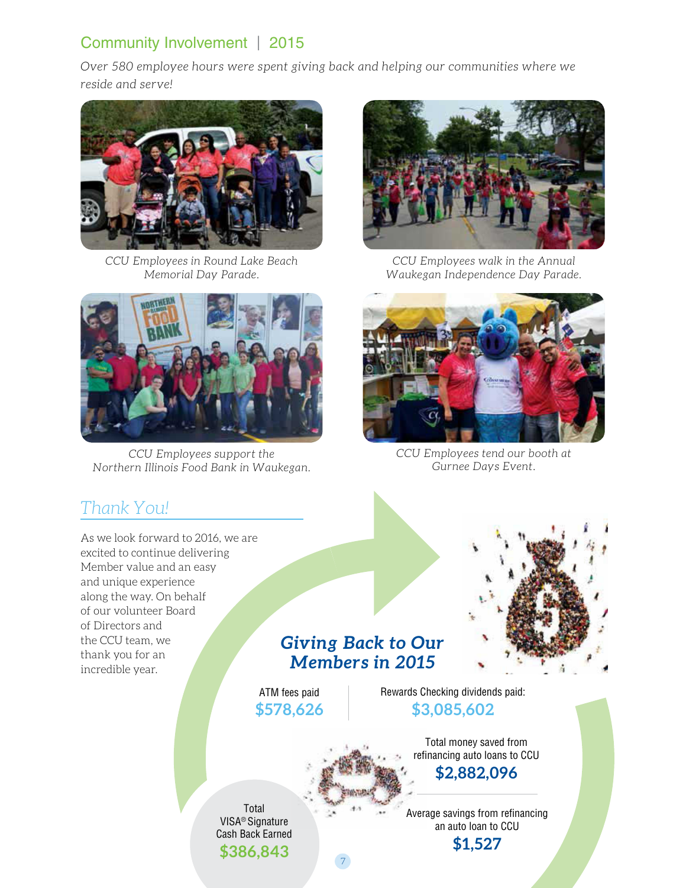## Community Involvement | 2015

*Over 580 employee hours were spent giving back and helping our communities where we reside and serve!*

*CCU Employees in Round Lake Beach Memorial Day Parade.*

*CCU Employees walk in the Annual Waukegan Independence Day Parade.*

*CCU Employees support the Northern Illinois Food Bank in Waukegan.*

*CCU Employees tend our booth at Gurnee Days Event.*

## *Thank You!*

As we look forward to 2016, we are excited to continue delivering Member value and an easy and unique experience along the way. On behalf of our volunteer Board of Directors and the CCU team, we thank you for an incredible year.

### *Giving Back to Our Members in 2015*

ATM fees paid
**$578,626**

Rewards Checking dividends paid:
**$3,085,602**

Total money saved from refinancing auto loans to CCU
**$2,882,096**

Average savings from refinancing an auto loan to CCU
**$1,527**

Total VISA® Signature Cash Back Earned
**$386,843**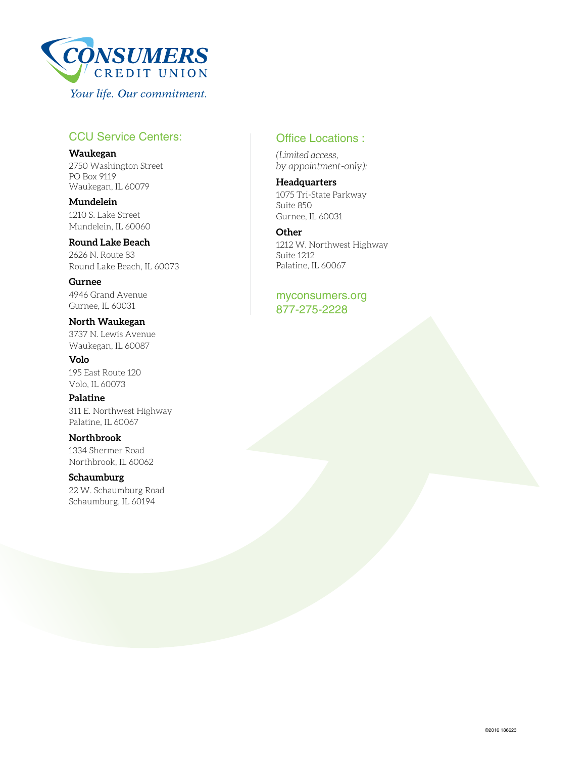**CONSUMERS CREDIT UNION**

*Your life. Our commitment.*

## CCU Service Centers:

**Waukegan**
2750 Washington Street
PO Box 9119
Waukegan, IL 60079

**Mundelein**
1210 S. Lake Street
Mundelein, IL 60060

**Round Lake Beach**
2626 N. Route 83
Round Lake Beach, IL 60073

**Gurnee**
4946 Grand Avenue
Gurnee, IL 60031

**North Waukegan**
3737 N. Lewis Avenue
Waukegan, IL 60087

**Volo**
195 East Route 120
Volo, IL 60073

**Palatine**
311 E. Northwest Highway
Palatine, IL 60067

**Northbrook**
1334 Shermer Road
Northbrook, IL 60062

**Schaumburg**
22 W. Schaumburg Road
Schaumburg, IL 60194

## Office Locations :

*(Limited access, by appointment-only):*

**Headquarters**
1075 Tri-State Parkway
Suite 850
Gurnee, IL 60031

**Other**
1212 W. Northwest Highway
Suite 1212
Palatine, IL 60067

myconsumers.org
877-275-2228

©2016 186623